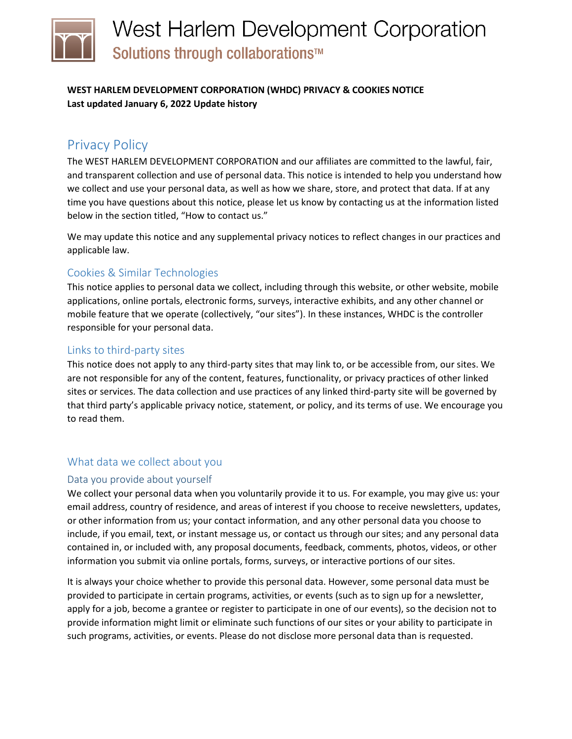# West Harlem Development Corporation

Solutions through collaborations™

**WEST HARLEM DEVELOPMENT CORPORATION (WHDC) PRIVACY & COOKIES NOTICE**
**Last updated January 6, 2022 Update history**

## Privacy Policy

The WEST HARLEM DEVELOPMENT CORPORATION and our affiliates are committed to the lawful, fair, and transparent collection and use of personal data. This notice is intended to help you understand how we collect and use your personal data, as well as how we share, store, and protect that data. If at any time you have questions about this notice, please let us know by contacting us at the information listed below in the section titled, "How to contact us."

We may update this notice and any supplemental privacy notices to reflect changes in our practices and applicable law.

### Cookies & Similar Technologies

This notice applies to personal data we collect, including through this website, or other website, mobile applications, online portals, electronic forms, surveys, interactive exhibits, and any other channel or mobile feature that we operate (collectively, "our sites"). In these instances, WHDC is the controller responsible for your personal data.

### Links to third-party sites

This notice does not apply to any third-party sites that may link to, or be accessible from, our sites. We are not responsible for any of the content, features, functionality, or privacy practices of other linked sites or services. The data collection and use practices of any linked third-party site will be governed by that third party's applicable privacy notice, statement, or policy, and its terms of use. We encourage you to read them.

## What data we collect about you

### Data you provide about yourself

We collect your personal data when you voluntarily provide it to us. For example, you may give us: your email address, country of residence, and areas of interest if you choose to receive newsletters, updates, or other information from us; your contact information, and any other personal data you choose to include, if you email, text, or instant message us, or contact us through our sites; and any personal data contained in, or included with, any proposal documents, feedback, comments, photos, videos, or other information you submit via online portals, forms, surveys, or interactive portions of our sites.

It is always your choice whether to provide this personal data. However, some personal data must be provided to participate in certain programs, activities, or events (such as to sign up for a newsletter, apply for a job, become a grantee or register to participate in one of our events), so the decision not to provide information might limit or eliminate such functions of our sites or your ability to participate in such programs, activities, or events. Please do not disclose more personal data than is requested.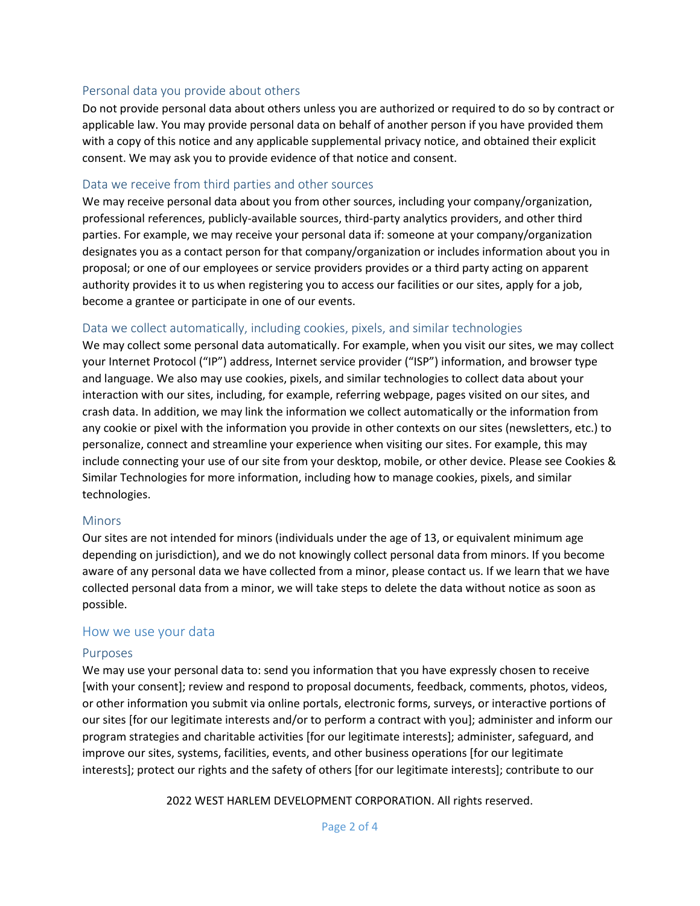### Personal data you provide about others

Do not provide personal data about others unless you are authorized or required to do so by contract or applicable law. You may provide personal data on behalf of another person if you have provided them with a copy of this notice and any applicable supplemental privacy notice, and obtained their explicit consent. We may ask you to provide evidence of that notice and consent.

### Data we receive from third parties and other sources

We may receive personal data about you from other sources, including your company/organization, professional references, publicly-available sources, third-party analytics providers, and other third parties. For example, we may receive your personal data if: someone at your company/organization designates you as a contact person for that company/organization or includes information about you in proposal; or one of our employees or service providers provides or a third party acting on apparent authority provides it to us when registering you to access our facilities or our sites, apply for a job, become a grantee or participate in one of our events.

### Data we collect automatically, including cookies, pixels, and similar technologies

We may collect some personal data automatically. For example, when you visit our sites, we may collect your Internet Protocol ("IP") address, Internet service provider ("ISP") information, and browser type and language. We also may use cookies, pixels, and similar technologies to collect data about your interaction with our sites, including, for example, referring webpage, pages visited on our sites, and crash data. In addition, we may link the information we collect automatically or the information from any cookie or pixel with the information you provide in other contexts on our sites (newsletters, etc.) to personalize, connect and streamline your experience when visiting our sites. For example, this may include connecting your use of our site from your desktop, mobile, or other device. Please see Cookies & Similar Technologies for more information, including how to manage cookies, pixels, and similar technologies.

### Minors

Our sites are not intended for minors (individuals under the age of 13, or equivalent minimum age depending on jurisdiction), and we do not knowingly collect personal data from minors. If you become aware of any personal data we have collected from a minor, please contact us. If we learn that we have collected personal data from a minor, we will take steps to delete the data without notice as soon as possible.

## How we use your data

### Purposes

We may use your personal data to: send you information that you have expressly chosen to receive [with your consent]; review and respond to proposal documents, feedback, comments, photos, videos, or other information you submit via online portals, electronic forms, surveys, or interactive portions of our sites [for our legitimate interests and/or to perform a contract with you]; administer and inform our program strategies and charitable activities [for our legitimate interests]; administer, safeguard, and improve our sites, systems, facilities, events, and other business operations [for our legitimate interests]; protect our rights and the safety of others [for our legitimate interests]; contribute to our

2022 WEST HARLEM DEVELOPMENT CORPORATION. All rights reserved.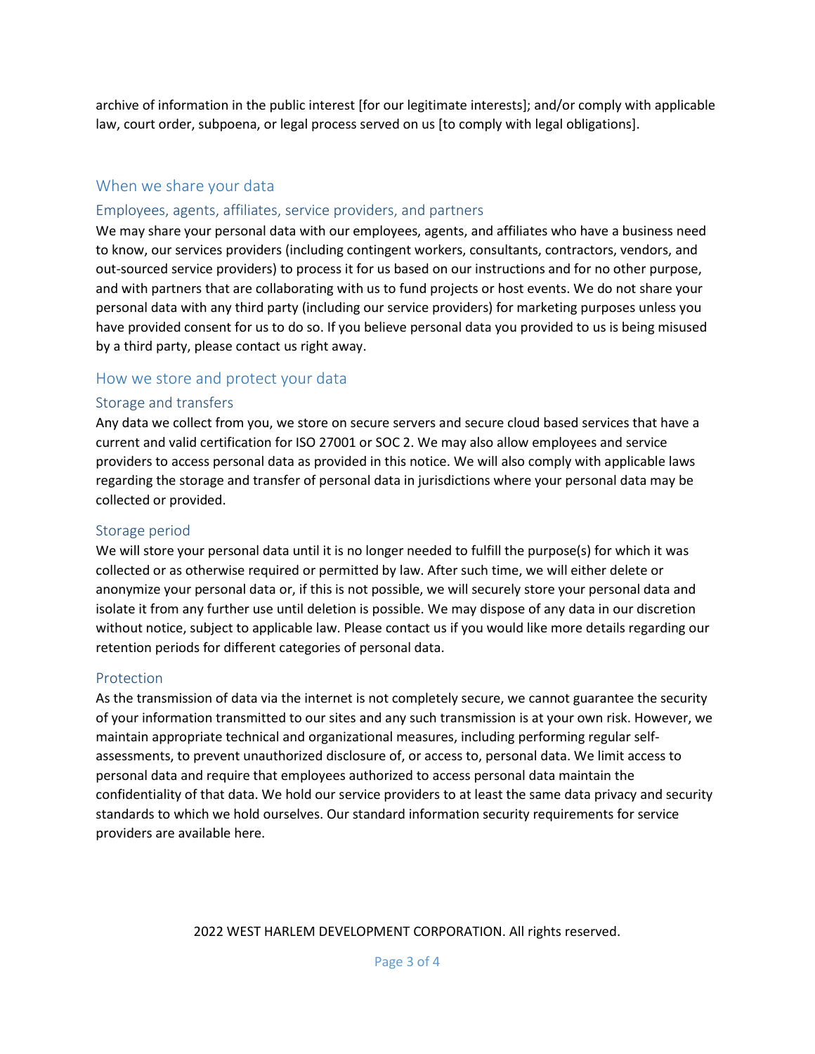archive of information in the public interest [for our legitimate interests]; and/or comply with applicable law, court order, subpoena, or legal process served on us [to comply with legal obligations].

## When we share your data

### Employees, agents, affiliates, service providers, and partners

We may share your personal data with our employees, agents, and affiliates who have a business need to know, our services providers (including contingent workers, consultants, contractors, vendors, and out-sourced service providers) to process it for us based on our instructions and for no other purpose, and with partners that are collaborating with us to fund projects or host events. We do not share your personal data with any third party (including our service providers) for marketing purposes unless you have provided consent for us to do so. If you believe personal data you provided to us is being misused by a third party, please contact us right away.

## How we store and protect your data

### Storage and transfers

Any data we collect from you, we store on secure servers and secure cloud based services that have a current and valid certification for ISO 27001 or SOC 2. We may also allow employees and service providers to access personal data as provided in this notice. We will also comply with applicable laws regarding the storage and transfer of personal data in jurisdictions where your personal data may be collected or provided.

### Storage period

We will store your personal data until it is no longer needed to fulfill the purpose(s) for which it was collected or as otherwise required or permitted by law. After such time, we will either delete or anonymize your personal data or, if this is not possible, we will securely store your personal data and isolate it from any further use until deletion is possible. We may dispose of any data in our discretion without notice, subject to applicable law. Please contact us if you would like more details regarding our retention periods for different categories of personal data.

### Protection

As the transmission of data via the internet is not completely secure, we cannot guarantee the security of your information transmitted to our sites and any such transmission is at your own risk. However, we maintain appropriate technical and organizational measures, including performing regular self-assessments, to prevent unauthorized disclosure of, or access to, personal data. We limit access to personal data and require that employees authorized to access personal data maintain the confidentiality of that data. We hold our service providers to at least the same data privacy and security standards to which we hold ourselves. Our standard information security requirements for service providers are available here.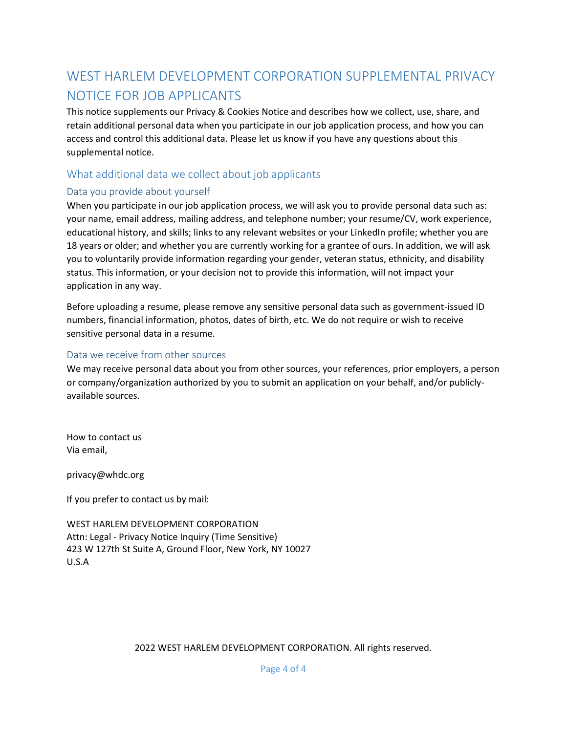# WEST HARLEM DEVELOPMENT CORPORATION SUPPLEMENTAL PRIVACY NOTICE FOR JOB APPLICANTS

This notice supplements our Privacy & Cookies Notice and describes how we collect, use, share, and retain additional personal data when you participate in our job application process, and how you can access and control this additional data. Please let us know if you have any questions about this supplemental notice.

## What additional data we collect about job applicants

### Data you provide about yourself

When you participate in our job application process, we will ask you to provide personal data such as: your name, email address, mailing address, and telephone number; your resume/CV, work experience, educational history, and skills; links to any relevant websites or your LinkedIn profile; whether you are 18 years or older; and whether you are currently working for a grantee of ours. In addition, we will ask you to voluntarily provide information regarding your gender, veteran status, ethnicity, and disability status. This information, or your decision not to provide this information, will not impact your application in any way.

Before uploading a resume, please remove any sensitive personal data such as government-issued ID numbers, financial information, photos, dates of birth, etc. We do not require or wish to receive sensitive personal data in a resume.

### Data we receive from other sources

We may receive personal data about you from other sources, your references, prior employers, a person or company/organization authorized by you to submit an application on your behalf, and/or publicly-available sources.

How to contact us
Via email,

privacy@whdc.org

If you prefer to contact us by mail:

WEST HARLEM DEVELOPMENT CORPORATION
Attn: Legal - Privacy Notice Inquiry (Time Sensitive)
423 W 127th St Suite A, Ground Floor, New York, NY 10027
U.S.A

2022 WEST HARLEM DEVELOPMENT CORPORATION. All rights reserved.